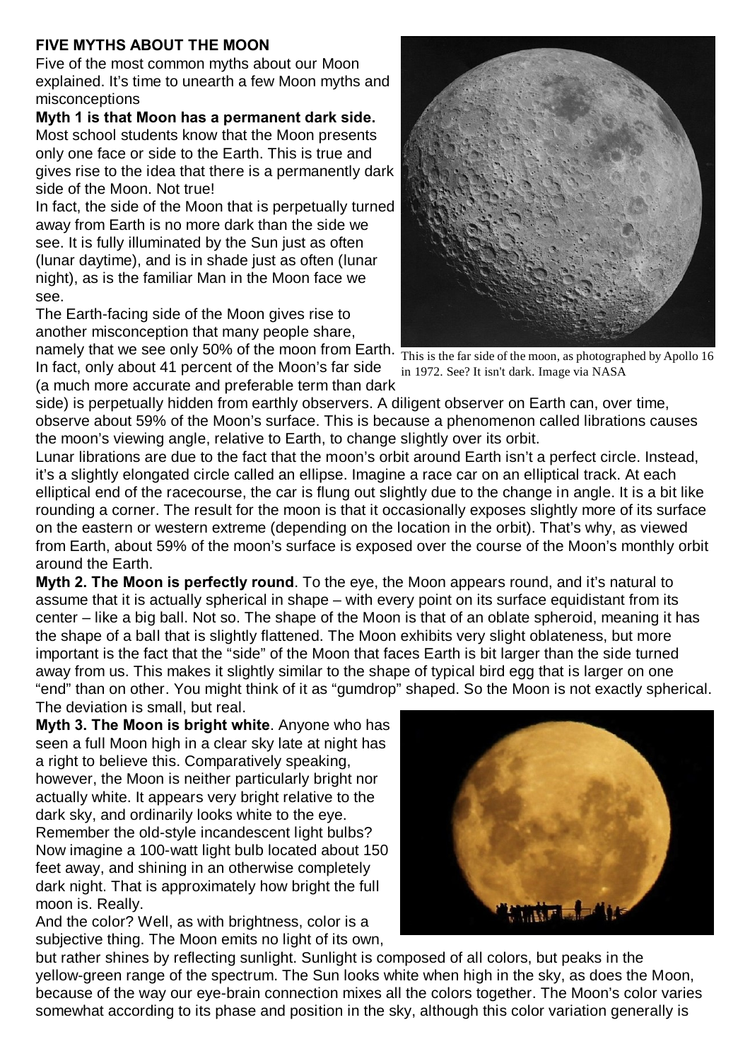**FIVE MYTHS ABOUT THE MOON**

Five of the most common myths about our Moon explained. It's time to unearth a few Moon myths and misconceptions

**Myth 1 is that Moon has a permanent dark side.** Most school students know that the Moon presents only one face or side to the Earth. This is true and gives rise to the idea that there is a permanently dark side of the Moon. Not true!

In fact, the side of the Moon that is perpetually turned away from Earth is no more dark than the side we see. It is fully illuminated by the Sun just as often (lunar daytime), and is in shade just as often (lunar night), as is the familiar Man in the Moon face we see.

The Earth-facing side of the Moon gives rise to another misconception that many people share, namely that we see only 50% of the moon from Earth. In fact, only about 41 percent of the Moon's far side (a much more accurate and preferable term than dark side) is perpetually hidden from earthly observers. A diligent observer on Earth can, over time, observe about 59% of the Moon's surface. This is because a phenomenon called librations causes the moon's viewing angle, relative to Earth, to change slightly over its orbit.

This is the far side of the moon, as photographed by Apollo 16 in 1972. See? It isn't dark. Image via NASA

Lunar librations are due to the fact that the moon's orbit around Earth isn't a perfect circle. Instead, it's a slightly elongated circle called an ellipse. Imagine a race car on an elliptical track. At each elliptical end of the racecourse, the car is flung out slightly due to the change in angle. It is a bit like rounding a corner. The result for the moon is that it occasionally exposes slightly more of its surface on the eastern or western extreme (depending on the location in the orbit). That's why, as viewed from Earth, about 59% of the moon's surface is exposed over the course of the Moon's monthly orbit around the Earth.

**Myth 2. The Moon is perfectly round**. To the eye, the Moon appears round, and it's natural to assume that it is actually spherical in shape – with every point on its surface equidistant from its center – like a big ball. Not so. The shape of the Moon is that of an oblate spheroid, meaning it has the shape of a ball that is slightly flattened. The Moon exhibits very slight oblateness, but more important is the fact that the "side" of the Moon that faces Earth is bit larger than the side turned away from us. This makes it slightly similar to the shape of typical bird egg that is larger on one "end" than on other. You might think of it as "gumdrop" shaped. So the Moon is not exactly spherical. The deviation is small, but real.

**Myth 3. The Moon is bright white**. Anyone who has seen a full Moon high in a clear sky late at night has a right to believe this. Comparatively speaking, however, the Moon is neither particularly bright nor actually white. It appears very bright relative to the dark sky, and ordinarily looks white to the eye. Remember the old-style incandescent light bulbs? Now imagine a 100-watt light bulb located about 150 feet away, and shining in an otherwise completely dark night. That is approximately how bright the full moon is. Really.

And the color? Well, as with brightness, color is a subjective thing. The Moon emits no light of its own, but rather shines by reflecting sunlight. Sunlight is composed of all colors, but peaks in the yellow-green range of the spectrum. The Sun looks white when high in the sky, as does the Moon, because of the way our eye-brain connection mixes all the colors together. The Moon's color varies somewhat according to its phase and position in the sky, although this color variation generally is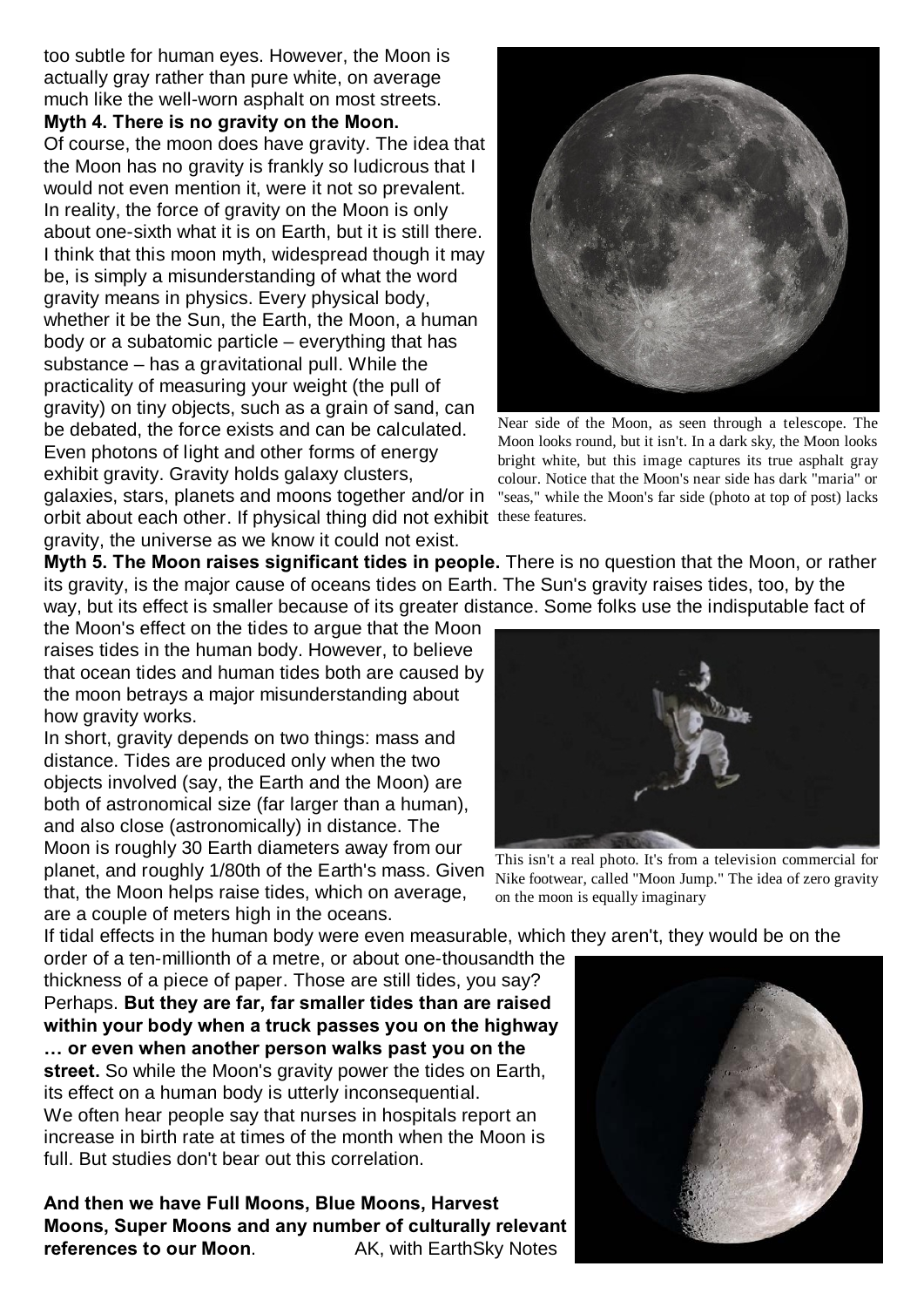too subtle for human eyes. However, the Moon is actually gray rather than pure white, on average much like the well-worn asphalt on most streets.

**Myth 4. There is no gravity on the Moon.**

Of course, the moon does have gravity. The idea that the Moon has no gravity is frankly so ludicrous that I would not even mention it, were it not so prevalent. In reality, the force of gravity on the Moon is only about one-sixth what it is on Earth, but it is still there. I think that this moon myth, widespread though it may be, is simply a misunderstanding of what the word gravity means in physics. Every physical body, whether it be the Sun, the Earth, the Moon, a human body or a subatomic particle – everything that has substance – has a gravitational pull. While the practicality of measuring your weight (the pull of gravity) on tiny objects, such as a grain of sand, can be debated, the force exists and can be calculated. Even photons of light and other forms of energy exhibit gravity. Gravity holds galaxy clusters, galaxies, stars, planets and moons together and/or in orbit about each other. If physical thing did not exhibit gravity, the universe as we know it could not exist.

Near side of the Moon, as seen through a telescope. The Moon looks round, but it isn't. In a dark sky, the Moon looks bright white, but this image captures its true asphalt gray colour. Notice that the Moon's near side has dark "maria" or "seas," while the Moon's far side (photo at top of post) lacks these features.

**Myth 5. The Moon raises significant tides in people.** There is no question that the Moon, or rather its gravity, is the major cause of oceans tides on Earth. The Sun's gravity raises tides, too, by the way, but its effect is smaller because of its greater distance. Some folks use the indisputable fact of the Moon's effect on the tides to argue that the Moon raises tides in the human body. However, to believe that ocean tides and human tides both are caused by the moon betrays a major misunderstanding about how gravity works.

In short, gravity depends on two things: mass and distance. Tides are produced only when the two objects involved (say, the Earth and the Moon) are both of astronomical size (far larger than a human), and also close (astronomically) in distance. The Moon is roughly 30 Earth diameters away from our planet, and roughly 1/80th of the Earth's mass. Given that, the Moon helps raise tides, which on average, are a couple of meters high in the oceans.

This isn't a real photo. It's from a television commercial for Nike footwear, called "Moon Jump." The idea of zero gravity on the moon is equally imaginary

If tidal effects in the human body were even measurable, which they aren't, they would be on the order of a ten-millionth of a metre, or about one-thousandth the thickness of a piece of paper. Those are still tides, you say? Perhaps. **But they are far, far smaller tides than are raised within your body when a truck passes you on the highway … or even when another person walks past you on the street.** So while the Moon's gravity power the tides on Earth, its effect on a human body is utterly inconsequential.

We often hear people say that nurses in hospitals report an increase in birth rate at times of the month when the Moon is full. But studies don't bear out this correlation.

**And then we have Full Moons, Blue Moons, Harvest Moons, Super Moons and any number of culturally relevant references to our Moon**. AK, with EarthSky Notes